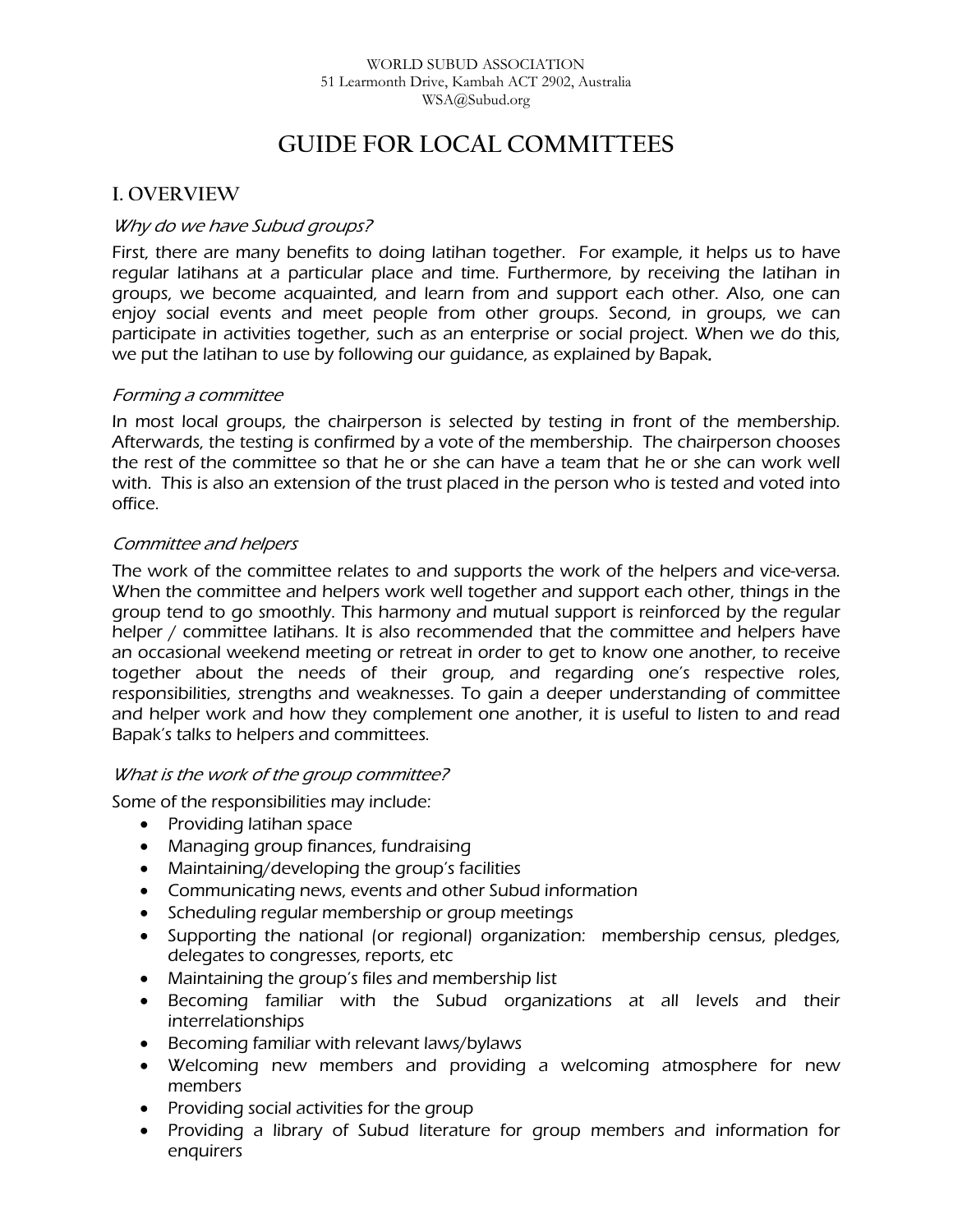WORLD SUBUD ASSOCIATION
51 Learmonth Drive, Kambah ACT 2902, Australia
WSA@Subud.org

# GUIDE FOR LOCAL COMMITTEES

## I. OVERVIEW

### *Why do we have Subud groups?*

First, there are many benefits to doing latihan together. For example, it helps us to have regular latihans at a particular place and time. Furthermore, by receiving the latihan in groups, we become acquainted, and learn from and support each other. Also, one can enjoy social events and meet people from other groups. Second, in groups, we can participate in activities together, such as an enterprise or social project. When we do this, we put the latihan to use by following our guidance, as explained by Bapak.

### *Forming a committee*

In most local groups, the chairperson is selected by testing in front of the membership. Afterwards, the testing is confirmed by a vote of the membership. The chairperson chooses the rest of the committee so that he or she can have a team that he or she can work well with. This is also an extension of the trust placed in the person who is tested and voted into office.

### *Committee and helpers*

The work of the committee relates to and supports the work of the helpers and vice-versa. When the committee and helpers work well together and support each other, things in the group tend to go smoothly. This harmony and mutual support is reinforced by the regular helper / committee latihans. It is also recommended that the committee and helpers have an occasional weekend meeting or retreat in order to get to know one another, to receive together about the needs of their group, and regarding one's respective roles, responsibilities, strengths and weaknesses. To gain a deeper understanding of committee and helper work and how they complement one another, it is useful to listen to and read Bapak's talks to helpers and committees.

### *What is the work of the group committee?*

Some of the responsibilities may include:

- Providing latihan space
- Managing group finances, fundraising
- Maintaining/developing the group's facilities
- Communicating news, events and other Subud information
- Scheduling regular membership or group meetings
- Supporting the national (or regional) organization: membership census, pledges, delegates to congresses, reports, etc
- Maintaining the group's files and membership list
- Becoming familiar with the Subud organizations at all levels and their interrelationships
- Becoming familiar with relevant laws/bylaws
- Welcoming new members and providing a welcoming atmosphere for new members
- Providing social activities for the group
- Providing a library of Subud literature for group members and information for enquirers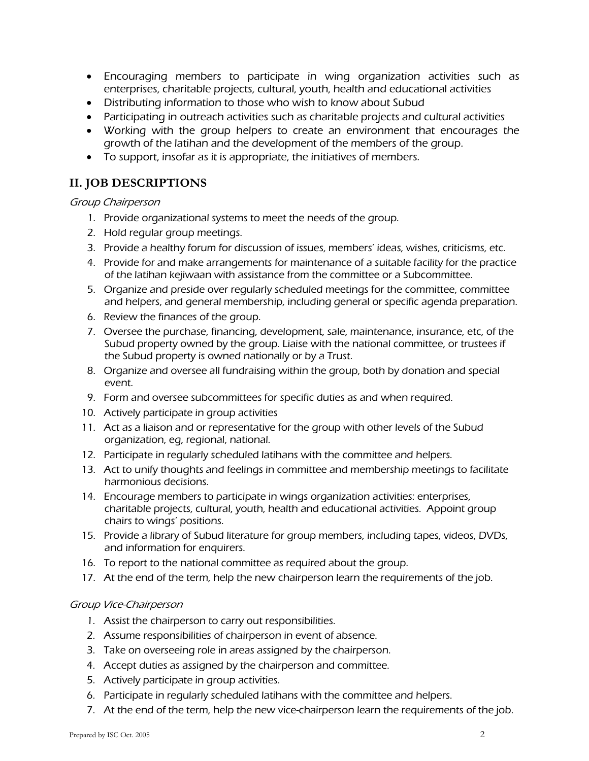- Encouraging members to participate in wing organization activities such as enterprises, charitable projects, cultural, youth, health and educational activities
- Distributing information to those who wish to know about Subud
- Participating in outreach activities such as charitable projects and cultural activities
- Working with the group helpers to create an environment that encourages the growth of the latihan and the development of the members of the group.
- To support, insofar as it is appropriate, the initiatives of members.

## II. JOB DESCRIPTIONS

*Group Chairperson*

1. Provide organizational systems to meet the needs of the group.
2. Hold regular group meetings.
3. Provide a healthy forum for discussion of issues, members' ideas, wishes, criticisms, etc.
4. Provide for and make arrangements for maintenance of a suitable facility for the practice of the latihan kejiwaan with assistance from the committee or a Subcommittee.
5. Organize and preside over regularly scheduled meetings for the committee, committee and helpers, and general membership, including general or specific agenda preparation.
6. Review the finances of the group.
7. Oversee the purchase, financing, development, sale, maintenance, insurance, etc, of the Subud property owned by the group. Liaise with the national committee, or trustees if the Subud property is owned nationally or by a Trust.
8. Organize and oversee all fundraising within the group, both by donation and special event.
9. Form and oversee subcommittees for specific duties as and when required.
10. Actively participate in group activities
11. Act as a liaison and or representative for the group with other levels of the Subud organization, eg, regional, national.
12. Participate in regularly scheduled latihans with the committee and helpers.
13. Act to unify thoughts and feelings in committee and membership meetings to facilitate harmonious decisions.
14. Encourage members to participate in wings organization activities: enterprises, charitable projects, cultural, youth, health and educational activities. Appoint group chairs to wings' positions.
15. Provide a library of Subud literature for group members, including tapes, videos, DVDs, and information for enquirers.
16. To report to the national committee as required about the group.
17. At the end of the term, help the new chairperson learn the requirements of the job.

*Group Vice-Chairperson*

1. Assist the chairperson to carry out responsibilities.
2. Assume responsibilities of chairperson in event of absence.
3. Take on overseeing role in areas assigned by the chairperson.
4. Accept duties as assigned by the chairperson and committee.
5. Actively participate in group activities.
6. Participate in regularly scheduled latihans with the committee and helpers.
7. At the end of the term, help the new vice-chairperson learn the requirements of the job.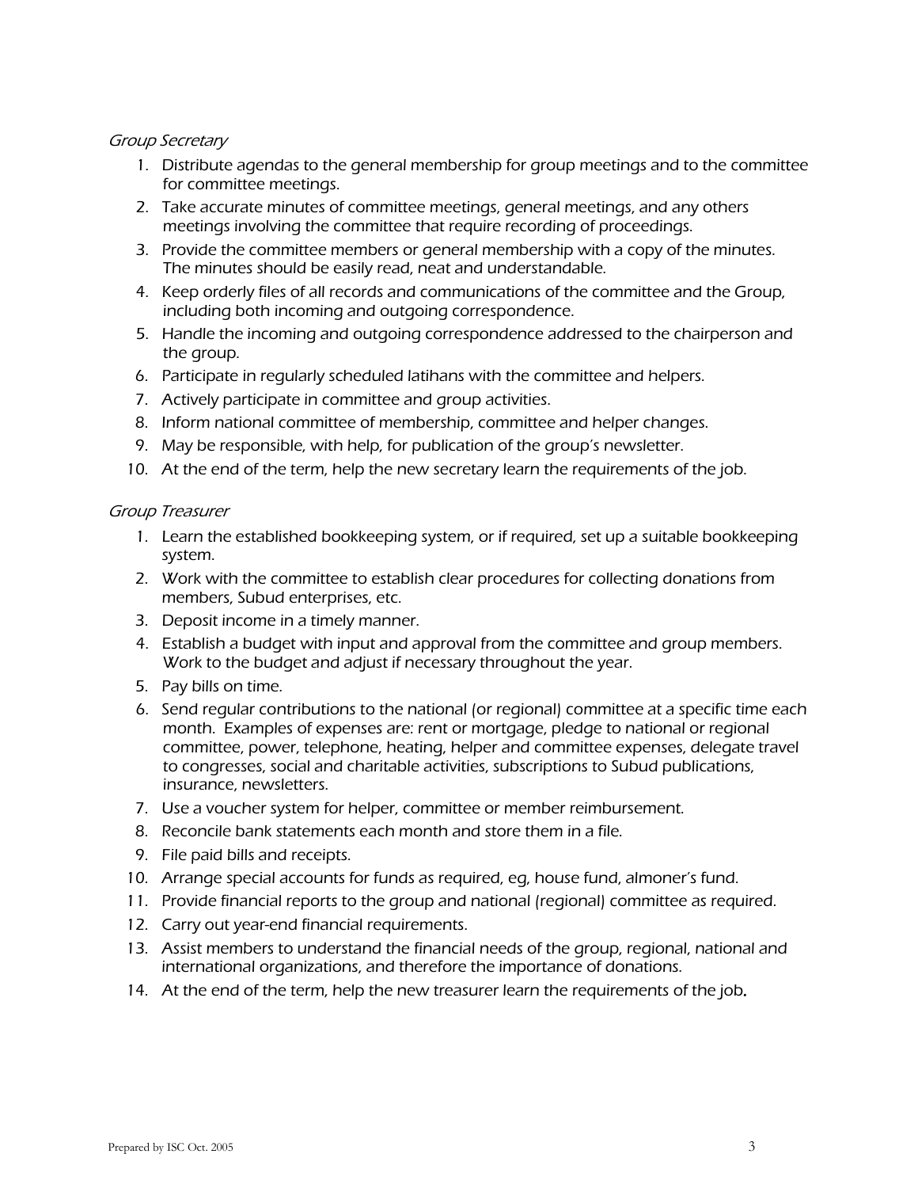*Group Secretary*

1. Distribute agendas to the general membership for group meetings and to the committee for committee meetings.
2. Take accurate minutes of committee meetings, general meetings, and any others meetings involving the committee that require recording of proceedings.
3. Provide the committee members or general membership with a copy of the minutes. The minutes should be easily read, neat and understandable.
4. Keep orderly files of all records and communications of the committee and the Group, including both incoming and outgoing correspondence.
5. Handle the incoming and outgoing correspondence addressed to the chairperson and the group.
6. Participate in regularly scheduled latihans with the committee and helpers.
7. Actively participate in committee and group activities.
8. Inform national committee of membership, committee and helper changes.
9. May be responsible, with help, for publication of the group's newsletter.
10. At the end of the term, help the new secretary learn the requirements of the job.

*Group Treasurer*

1. Learn the established bookkeeping system, or if required, set up a suitable bookkeeping system.
2. Work with the committee to establish clear procedures for collecting donations from members, Subud enterprises, etc.
3. Deposit income in a timely manner.
4. Establish a budget with input and approval from the committee and group members. Work to the budget and adjust if necessary throughout the year.
5. Pay bills on time.
6. Send regular contributions to the national (or regional) committee at a specific time each month. Examples of expenses are: rent or mortgage, pledge to national or regional committee, power, telephone, heating, helper and committee expenses, delegate travel to congresses, social and charitable activities, subscriptions to Subud publications, insurance, newsletters.
7. Use a voucher system for helper, committee or member reimbursement.
8. Reconcile bank statements each month and store them in a file.
9. File paid bills and receipts.
10. Arrange special accounts for funds as required, eg, house fund, almoner's fund.
11. Provide financial reports to the group and national (regional) committee as required.
12. Carry out year-end financial requirements.
13. Assist members to understand the financial needs of the group, regional, national and international organizations, and therefore the importance of donations.
14. At the end of the term, help the new treasurer learn the requirements of the job**.**

Prepared by ISC Oct. 2005